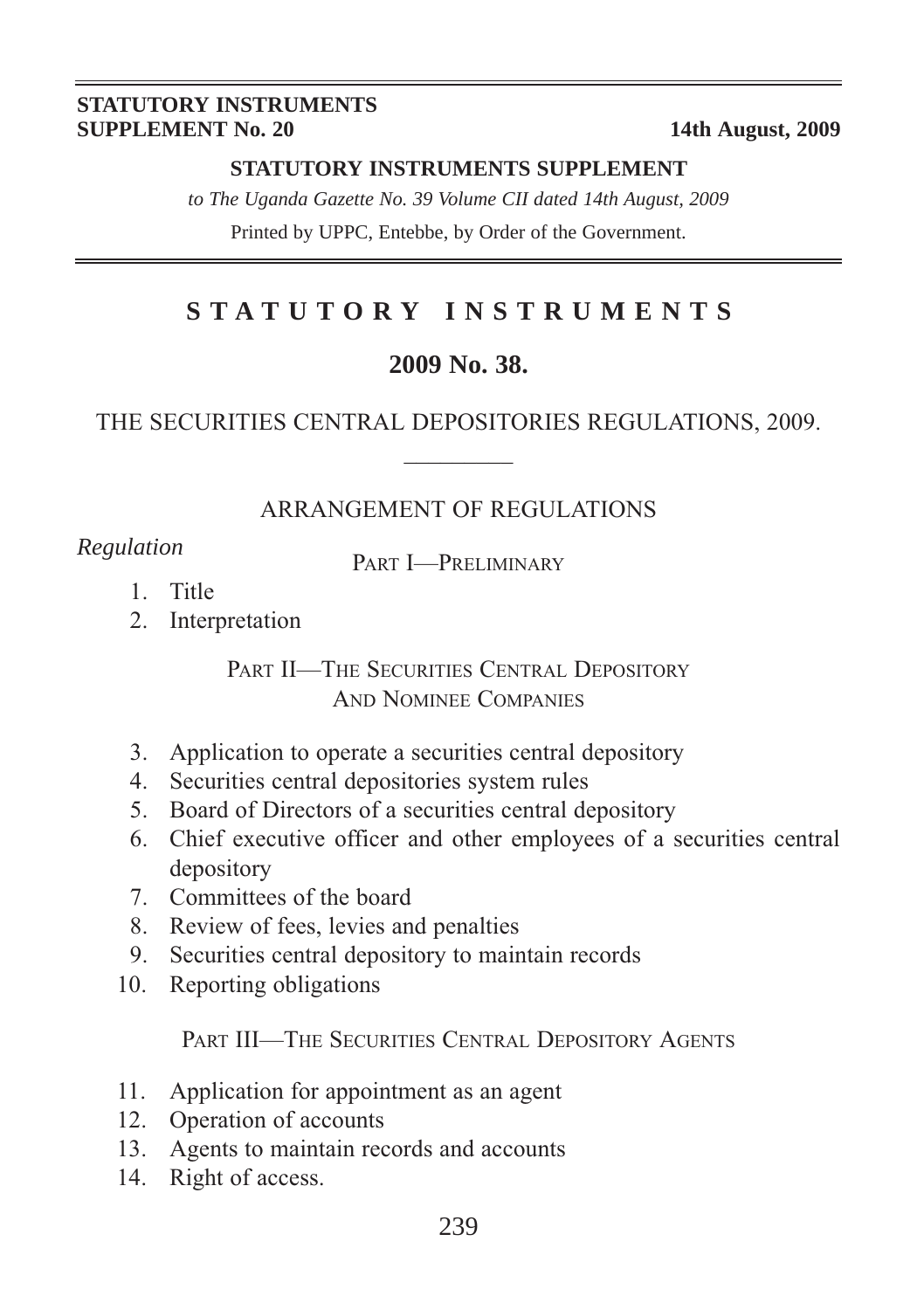**STATUTORY INSTRUMENTS SUPPLEMENT No. 20** **14th August, 2009**

**STATUTORY INSTRUMENTS SUPPLEMENT**

*to The Uganda Gazette No. 39 Volume CII dated 14th August, 2009*

Printed by UPPC, Entebbe, by Order of the Government.

# STATUTORY INSTRUMENTS

## 2009 No. 38.

## THE SECURITIES CENTRAL DEPOSITORIES REGULATIONS, 2009.

### ARRANGEMENT OF REGULATIONS

*Regulation*

PART I—PRELIMINARY

1. Title
2. Interpretation

PART II—THE SECURITIES CENTRAL DEPOSITORY AND NOMINEE COMPANIES

3. Application to operate a securities central depository
4. Securities central depositories system rules
5. Board of Directors of a securities central depository
6. Chief executive officer and other employees of a securities central depository
7. Committees of the board
8. Review of fees, levies and penalties
9. Securities central depository to maintain records
10. Reporting obligations

PART III—THE SECURITIES CENTRAL DEPOSITORY AGENTS

11. Application for appointment as an agent
12. Operation of accounts
13. Agents to maintain records and accounts
14. Right of access.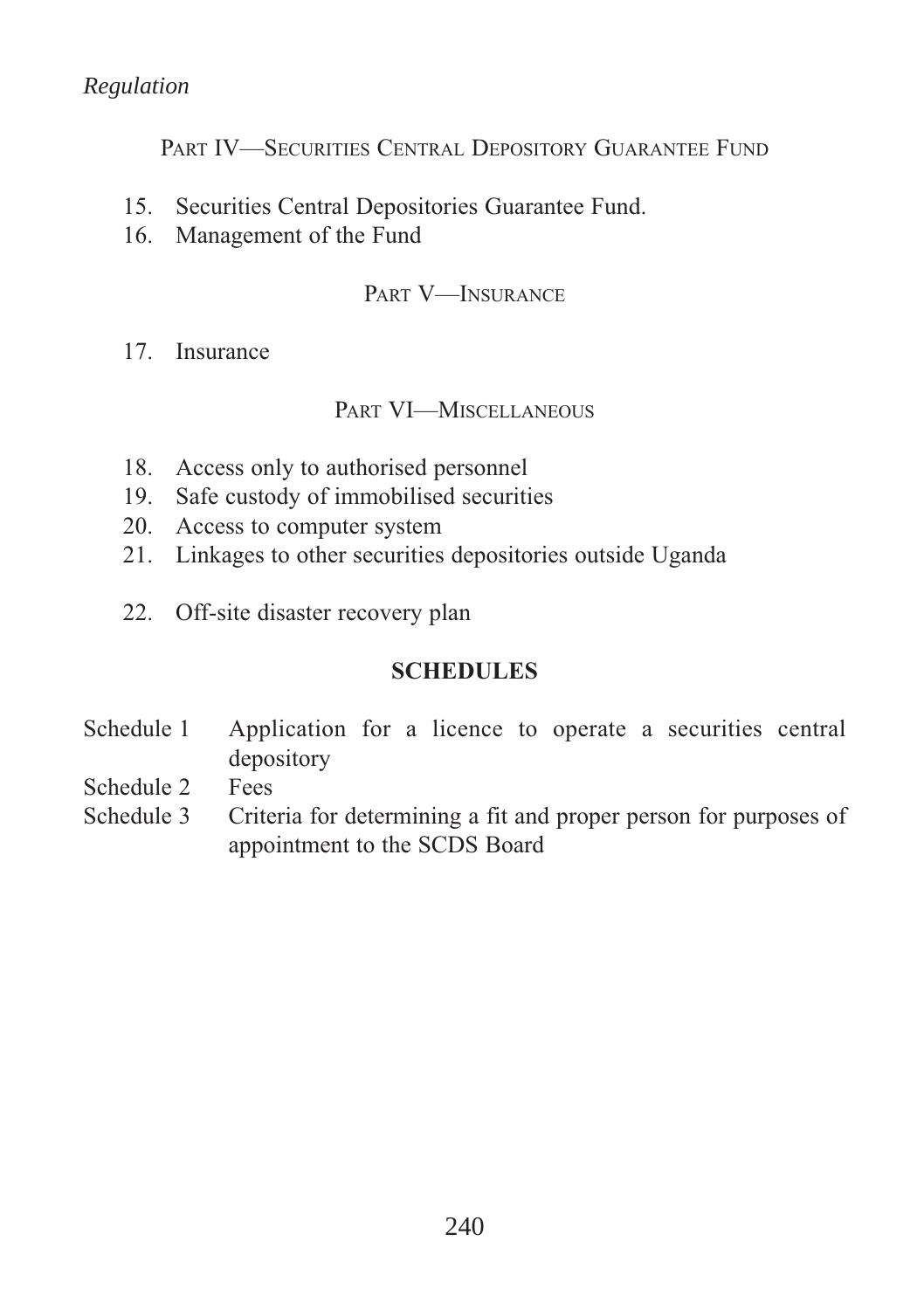*Regulation*

### PART IV—SECURITIES CENTRAL DEPOSITORY GUARANTEE FUND

15. Securities Central Depositories Guarantee Fund.
16. Management of the Fund

### PART V—INSURANCE

17. Insurance

### PART VI—MISCELLANEOUS

18. Access only to authorised personnel
19. Safe custody of immobilised securities
20. Access to computer system
21. Linkages to other securities depositories outside Uganda
22. Off-site disaster recovery plan

### SCHEDULES

Schedule 1 Application for a licence to operate a securities central depository

Schedule 2 Fees

Schedule 3 Criteria for determining a fit and proper person for purposes of appointment to the SCDS Board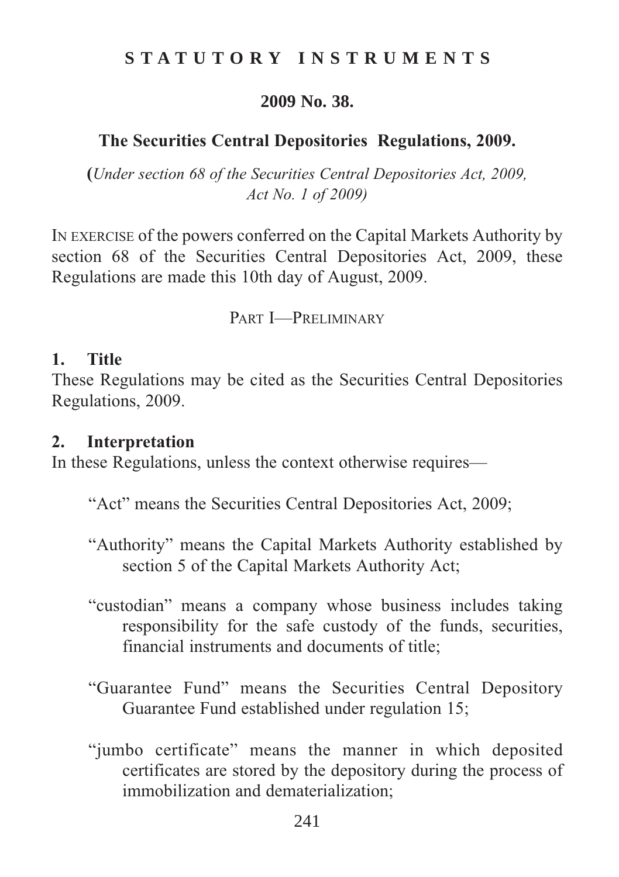**STATUTORY INSTRUMENTS**

**2009 No. 38.**

## The Securities Central Depositories Regulations, 2009.

(*Under section 68 of the Securities Central Depositories Act, 2009, Act No. 1 of 2009)*

IN EXERCISE of the powers conferred on the Capital Markets Authority by section 68 of the Securities Central Depositories Act, 2009, these Regulations are made this 10th day of August, 2009.

PART I—PRELIMINARY

### 1. Title

These Regulations may be cited as the Securities Central Depositories Regulations, 2009.

### 2. Interpretation

In these Regulations, unless the context otherwise requires—

"Act" means the Securities Central Depositories Act, 2009;

"Authority" means the Capital Markets Authority established by section 5 of the Capital Markets Authority Act;

"custodian" means a company whose business includes taking responsibility for the safe custody of the funds, securities, financial instruments and documents of title;

"Guarantee Fund" means the Securities Central Depository Guarantee Fund established under regulation 15;

"jumbo certificate" means the manner in which deposited certificates are stored by the depository during the process of immobilization and dematerialization;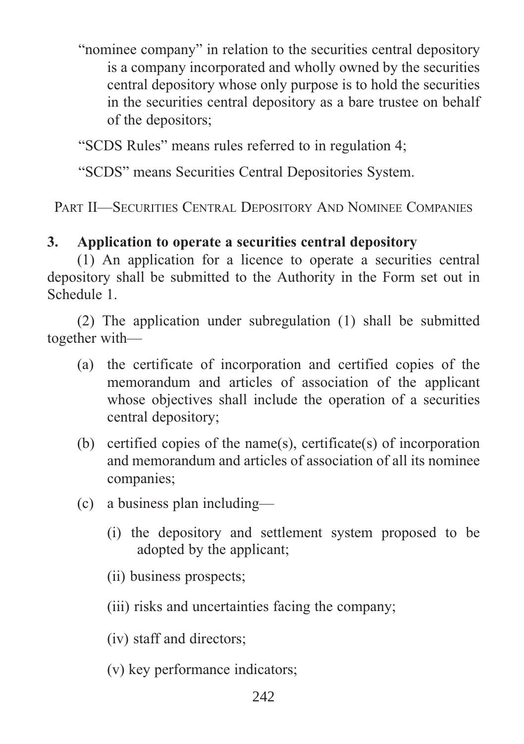"nominee company" in relation to the securities central depository is a company incorporated and wholly owned by the securities central depository whose only purpose is to hold the securities in the securities central depository as a bare trustee on behalf of the depositors;

"SCDS Rules" means rules referred to in regulation 4;

"SCDS" means Securities Central Depositories System.

## PART II—SECURITIES CENTRAL DEPOSITORY AND NOMINEE COMPANIES

### 3. Application to operate a securities central depository

(1) An application for a licence to operate a securities central depository shall be submitted to the Authority in the Form set out in Schedule 1.

(2) The application under subregulation (1) shall be submitted together with—

(a) the certificate of incorporation and certified copies of the memorandum and articles of association of the applicant whose objectives shall include the operation of a securities central depository;

(b) certified copies of the name(s), certificate(s) of incorporation and memorandum and articles of association of all its nominee companies;

(c) a business plan including—

(i) the depository and settlement system proposed to be adopted by the applicant;

(ii) business prospects;

(iii) risks and uncertainties facing the company;

(iv) staff and directors;

(v) key performance indicators;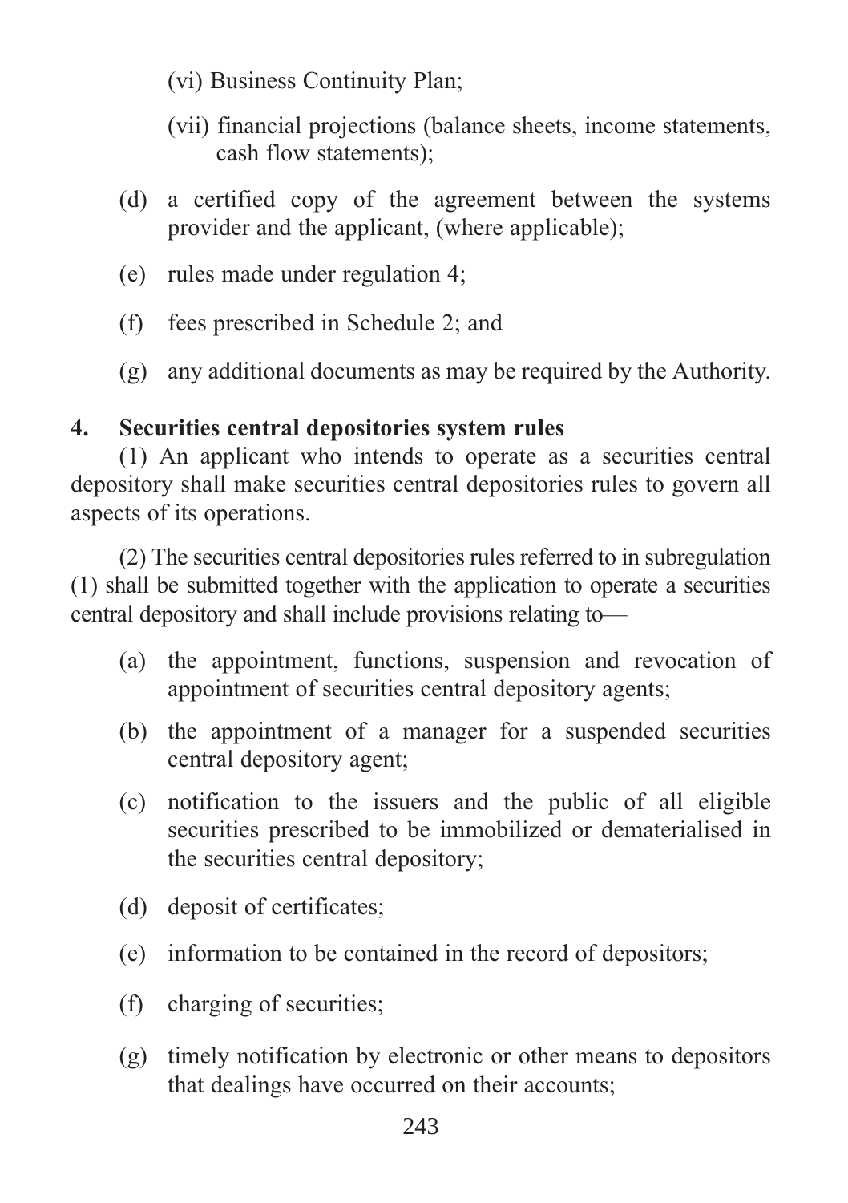(vi) Business Continuity Plan;

(vii) financial projections (balance sheets, income statements, cash flow statements);

(d) a certified copy of the agreement between the systems provider and the applicant, (where applicable);

(e) rules made under regulation 4;

(f) fees prescribed in Schedule 2; and

(g) any additional documents as may be required by the Authority.

**4. Securities central depositories system rules**

(1) An applicant who intends to operate as a securities central depository shall make securities central depositories rules to govern all aspects of its operations.

(2) The securities central depositories rules referred to in subregulation (1) shall be submitted together with the application to operate a securities central depository and shall include provisions relating to—

(a) the appointment, functions, suspension and revocation of appointment of securities central depository agents;

(b) the appointment of a manager for a suspended securities central depository agent;

(c) notification to the issuers and the public of all eligible securities prescribed to be immobilized or dematerialised in the securities central depository;

(d) deposit of certificates;

(e) information to be contained in the record of depositors;

(f) charging of securities;

(g) timely notification by electronic or other means to depositors that dealings have occurred on their accounts;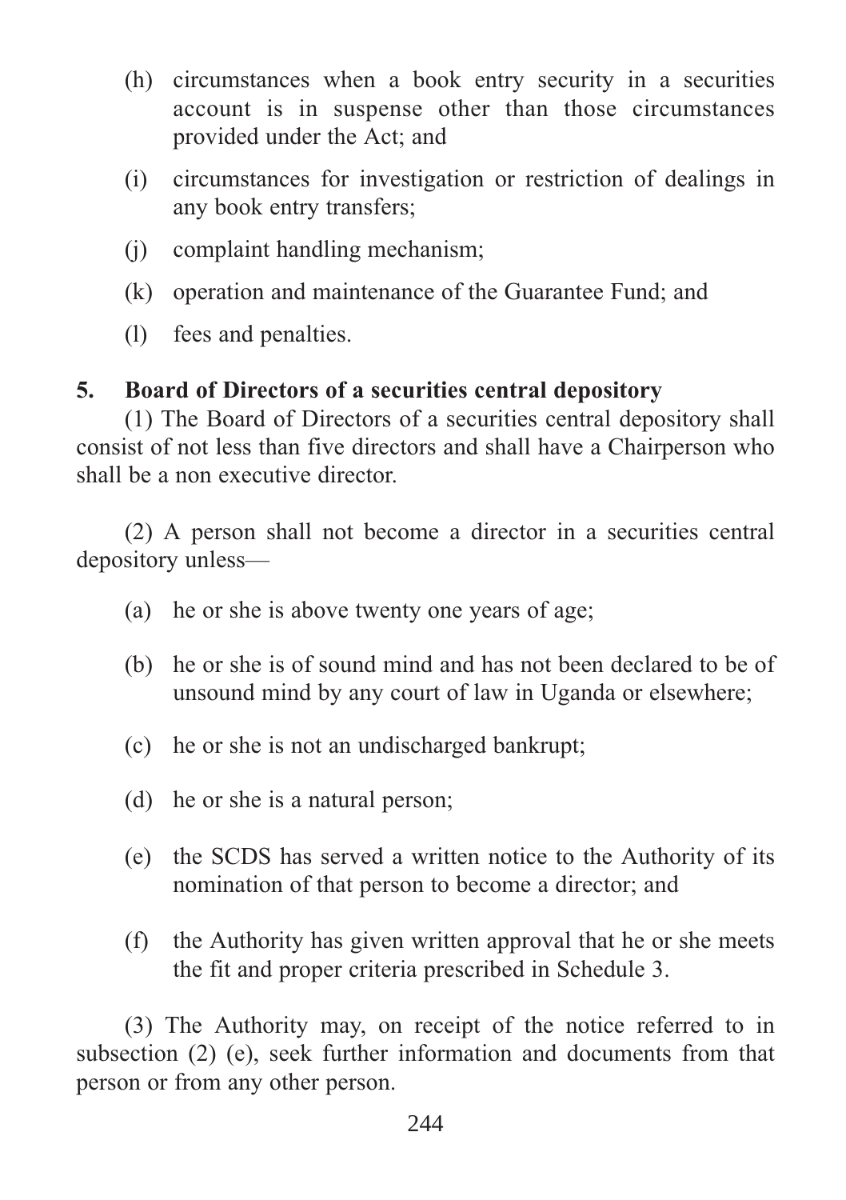(h) circumstances when a book entry security in a securities account is in suspense other than those circumstances provided under the Act; and

(i) circumstances for investigation or restriction of dealings in any book entry transfers;

(j) complaint handling mechanism;

(k) operation and maintenance of the Guarantee Fund; and

(l) fees and penalties.

**5. Board of Directors of a securities central depository**

(1) The Board of Directors of a securities central depository shall consist of not less than five directors and shall have a Chairperson who shall be a non executive director.

(2) A person shall not become a director in a securities central depository unless—

(a) he or she is above twenty one years of age;

(b) he or she is of sound mind and has not been declared to be of unsound mind by any court of law in Uganda or elsewhere;

(c) he or she is not an undischarged bankrupt;

(d) he or she is a natural person;

(e) the SCDS has served a written notice to the Authority of its nomination of that person to become a director; and

(f) the Authority has given written approval that he or she meets the fit and proper criteria prescribed in Schedule 3.

(3) The Authority may, on receipt of the notice referred to in subsection (2) (e), seek further information and documents from that person or from any other person.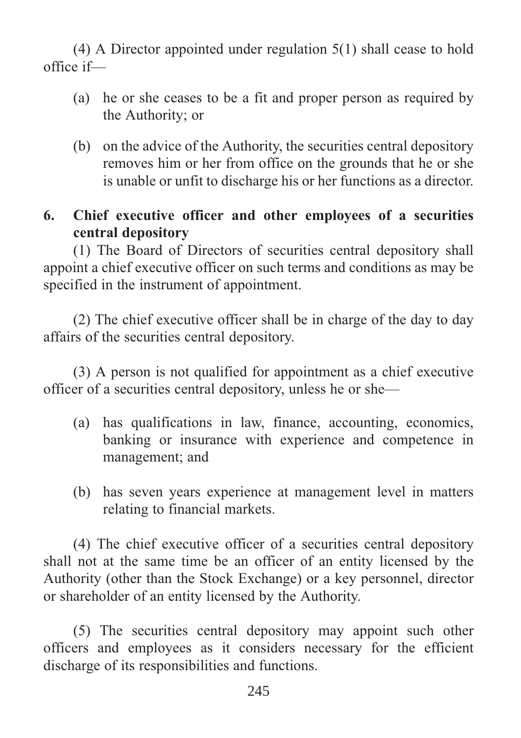(4) A Director appointed under regulation 5(1) shall cease to hold office if—

(a) he or she ceases to be a fit and proper person as required by the Authority; or

(b) on the advice of the Authority, the securities central depository removes him or her from office on the grounds that he or she is unable or unfit to discharge his or her functions as a director.

**6. Chief executive officer and other employees of a securities central depository**

(1) The Board of Directors of securities central depository shall appoint a chief executive officer on such terms and conditions as may be specified in the instrument of appointment.

(2) The chief executive officer shall be in charge of the day to day affairs of the securities central depository.

(3) A person is not qualified for appointment as a chief executive officer of a securities central depository, unless he or she—

(a) has qualifications in law, finance, accounting, economics, banking or insurance with experience and competence in management; and

(b) has seven years experience at management level in matters relating to financial markets.

(4) The chief executive officer of a securities central depository shall not at the same time be an officer of an entity licensed by the Authority (other than the Stock Exchange) or a key personnel, director or shareholder of an entity licensed by the Authority.

(5) The securities central depository may appoint such other officers and employees as it considers necessary for the efficient discharge of its responsibilities and functions.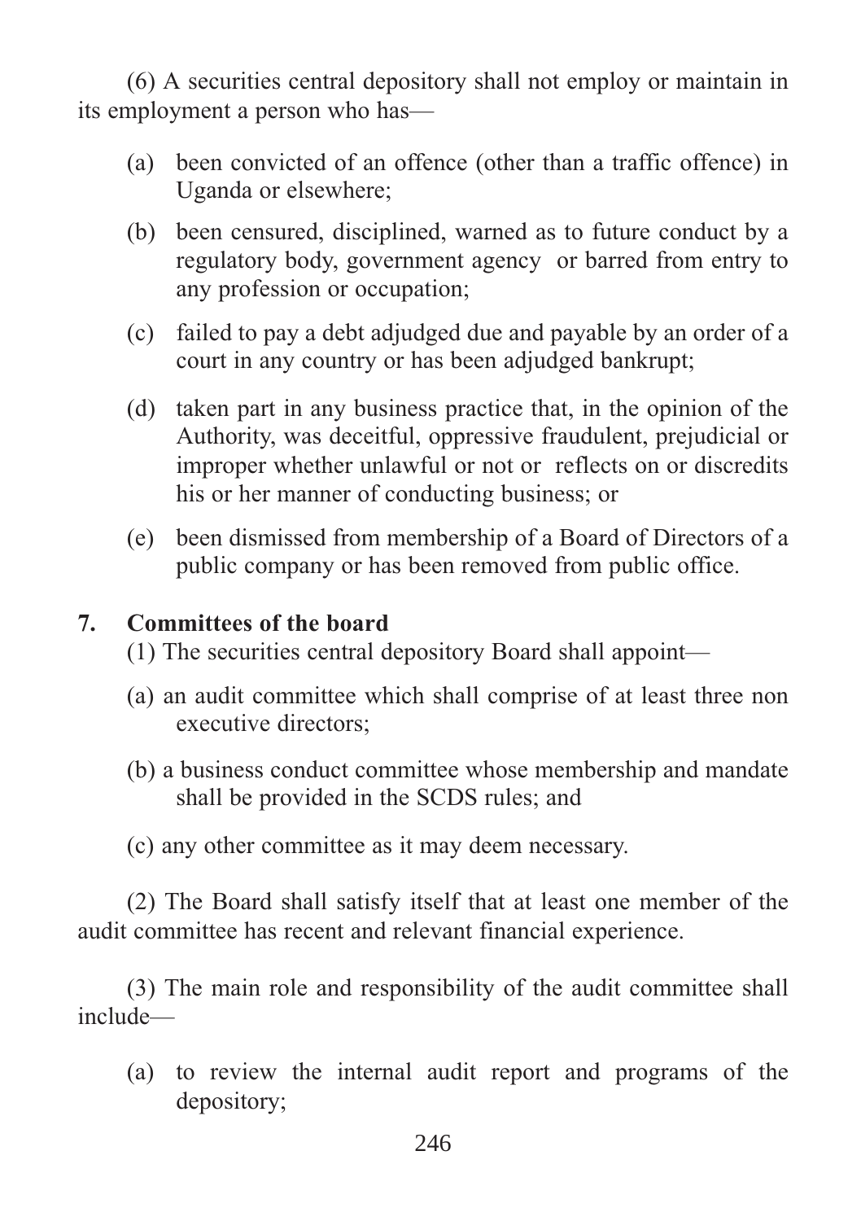(6) A securities central depository shall not employ or maintain in its employment a person who has—

- (a) been convicted of an offence (other than a traffic offence) in Uganda or elsewhere;
- (b) been censured, disciplined, warned as to future conduct by a regulatory body, government agency or barred from entry to any profession or occupation;
- (c) failed to pay a debt adjudged due and payable by an order of a court in any country or has been adjudged bankrupt;
- (d) taken part in any business practice that, in the opinion of the Authority, was deceitful, oppressive fraudulent, prejudicial or improper whether unlawful or not or reflects on or discredits his or her manner of conducting business; or
- (e) been dismissed from membership of a Board of Directors of a public company or has been removed from public office.

## 7. Committees of the board

(1) The securities central depository Board shall appoint—

- (a) an audit committee which shall comprise of at least three non executive directors;
- (b) a business conduct committee whose membership and mandate shall be provided in the SCDS rules; and
- (c) any other committee as it may deem necessary.

(2) The Board shall satisfy itself that at least one member of the audit committee has recent and relevant financial experience.

(3) The main role and responsibility of the audit committee shall include—

- (a) to review the internal audit report and programs of the depository;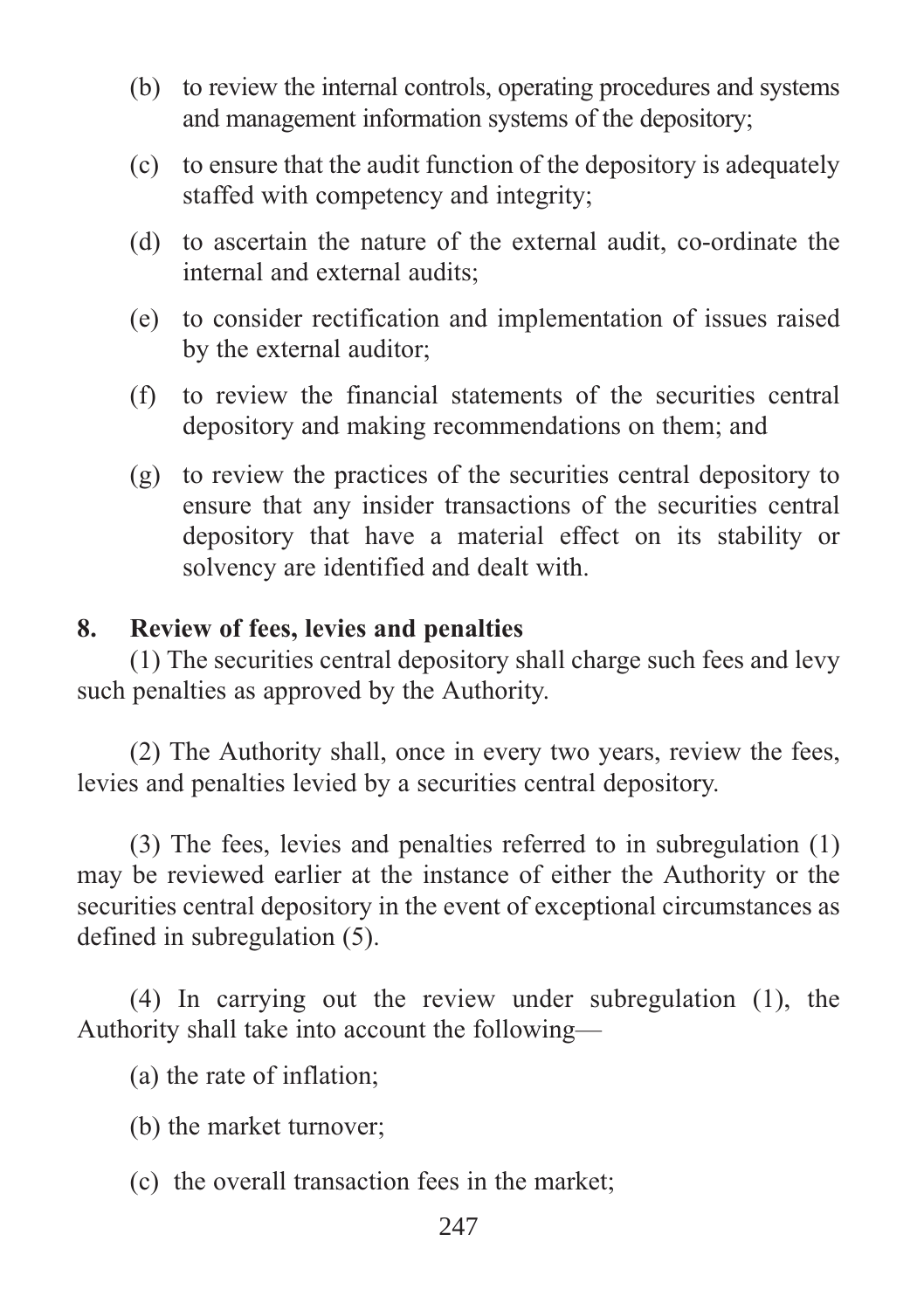(b) to review the internal controls, operating procedures and systems and management information systems of the depository;

(c) to ensure that the audit function of the depository is adequately staffed with competency and integrity;

(d) to ascertain the nature of the external audit, co-ordinate the internal and external audits;

(e) to consider rectification and implementation of issues raised by the external auditor;

(f) to review the financial statements of the securities central depository and making recommendations on them; and

(g) to review the practices of the securities central depository to ensure that any insider transactions of the securities central depository that have a material effect on its stability or solvency are identified and dealt with.

**8. Review of fees, levies and penalties**

(1) The securities central depository shall charge such fees and levy such penalties as approved by the Authority.

(2) The Authority shall, once in every two years, review the fees, levies and penalties levied by a securities central depository.

(3) The fees, levies and penalties referred to in subregulation (1) may be reviewed earlier at the instance of either the Authority or the securities central depository in the event of exceptional circumstances as defined in subregulation (5).

(4) In carrying out the review under subregulation (1), the Authority shall take into account the following—

(a) the rate of inflation;

(b) the market turnover;

(c) the overall transaction fees in the market;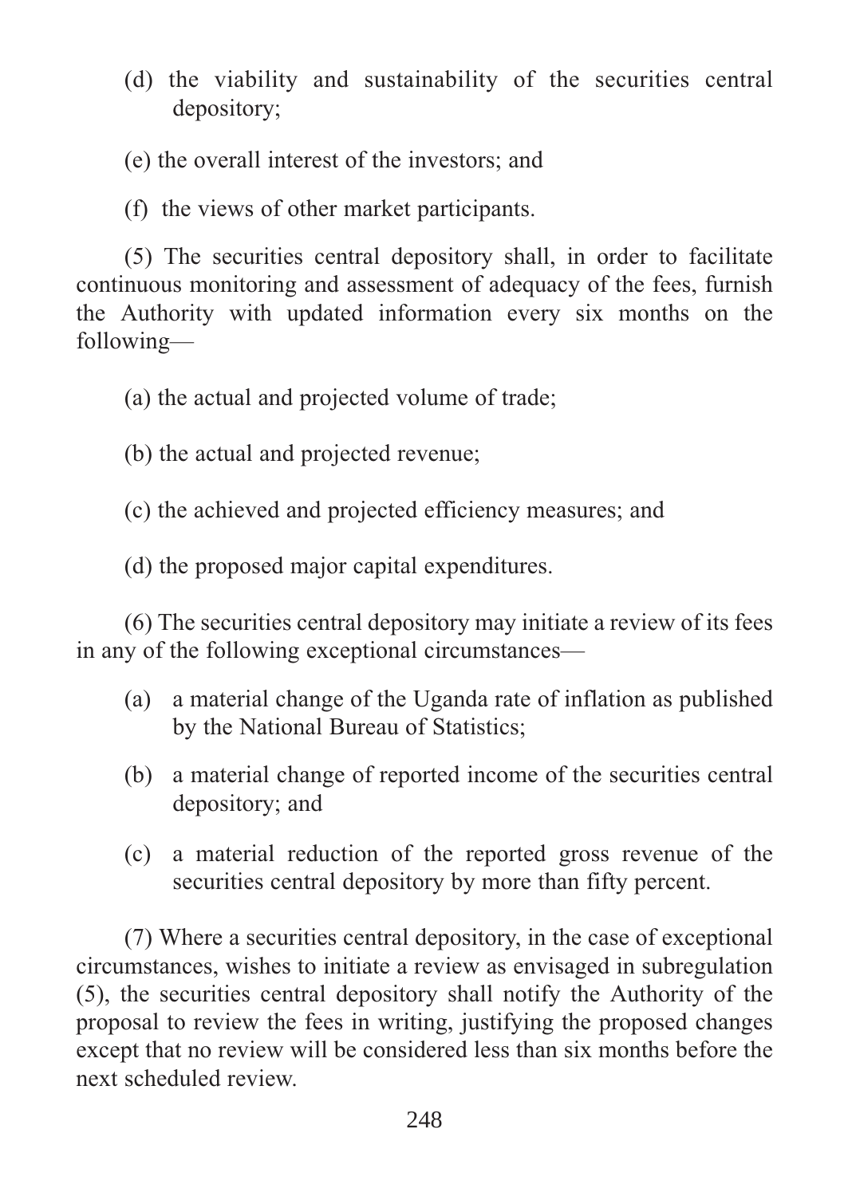(d) the viability and sustainability of the securities central depository;

(e) the overall interest of the investors; and

(f) the views of other market participants.

(5) The securities central depository shall, in order to facilitate continuous monitoring and assessment of adequacy of the fees, furnish the Authority with updated information every six months on the following—

(a) the actual and projected volume of trade;

(b) the actual and projected revenue;

(c) the achieved and projected efficiency measures; and

(d) the proposed major capital expenditures.

(6) The securities central depository may initiate a review of its fees in any of the following exceptional circumstances—

(a) a material change of the Uganda rate of inflation as published by the National Bureau of Statistics;

(b) a material change of reported income of the securities central depository; and

(c) a material reduction of the reported gross revenue of the securities central depository by more than fifty percent.

(7) Where a securities central depository, in the case of exceptional circumstances, wishes to initiate a review as envisaged in subregulation (5), the securities central depository shall notify the Authority of the proposal to review the fees in writing, justifying the proposed changes except that no review will be considered less than six months before the next scheduled review.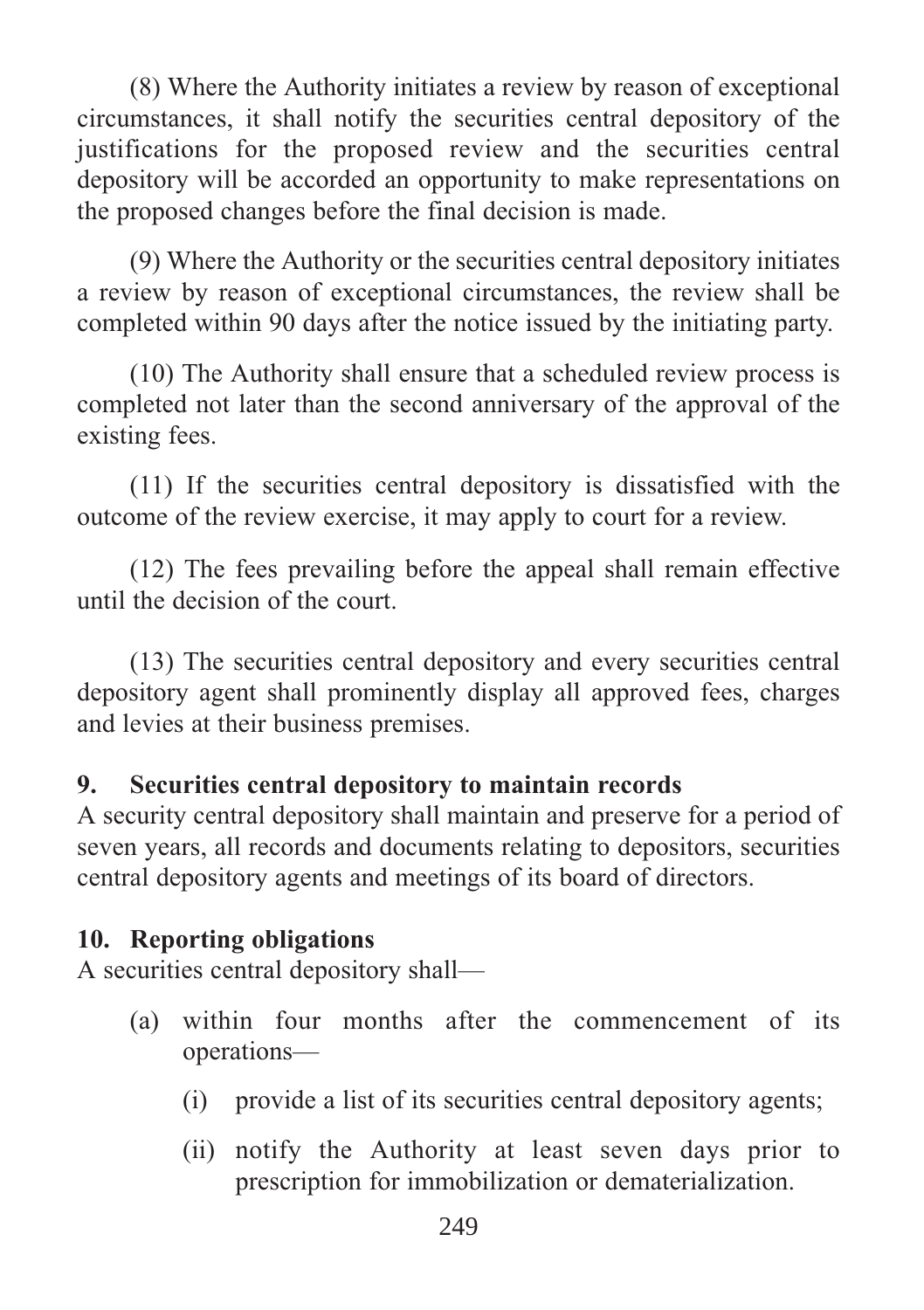(8) Where the Authority initiates a review by reason of exceptional circumstances, it shall notify the securities central depository of the justifications for the proposed review and the securities central depository will be accorded an opportunity to make representations on the proposed changes before the final decision is made.

(9) Where the Authority or the securities central depository initiates a review by reason of exceptional circumstances, the review shall be completed within 90 days after the notice issued by the initiating party.

(10) The Authority shall ensure that a scheduled review process is completed not later than the second anniversary of the approval of the existing fees.

(11) If the securities central depository is dissatisfied with the outcome of the review exercise, it may apply to court for a review.

(12) The fees prevailing before the appeal shall remain effective until the decision of the court.

(13) The securities central depository and every securities central depository agent shall prominently display all approved fees, charges and levies at their business premises.

**9. Securities central depository to maintain records**

A security central depository shall maintain and preserve for a period of seven years, all records and documents relating to depositors, securities central depository agents and meetings of its board of directors.

**10. Reporting obligations**

A securities central depository shall—

- (a) within four months after the commencement of its operations—
  - (i) provide a list of its securities central depository agents;
  - (ii) notify the Authority at least seven days prior to prescription for immobilization or dematerialization.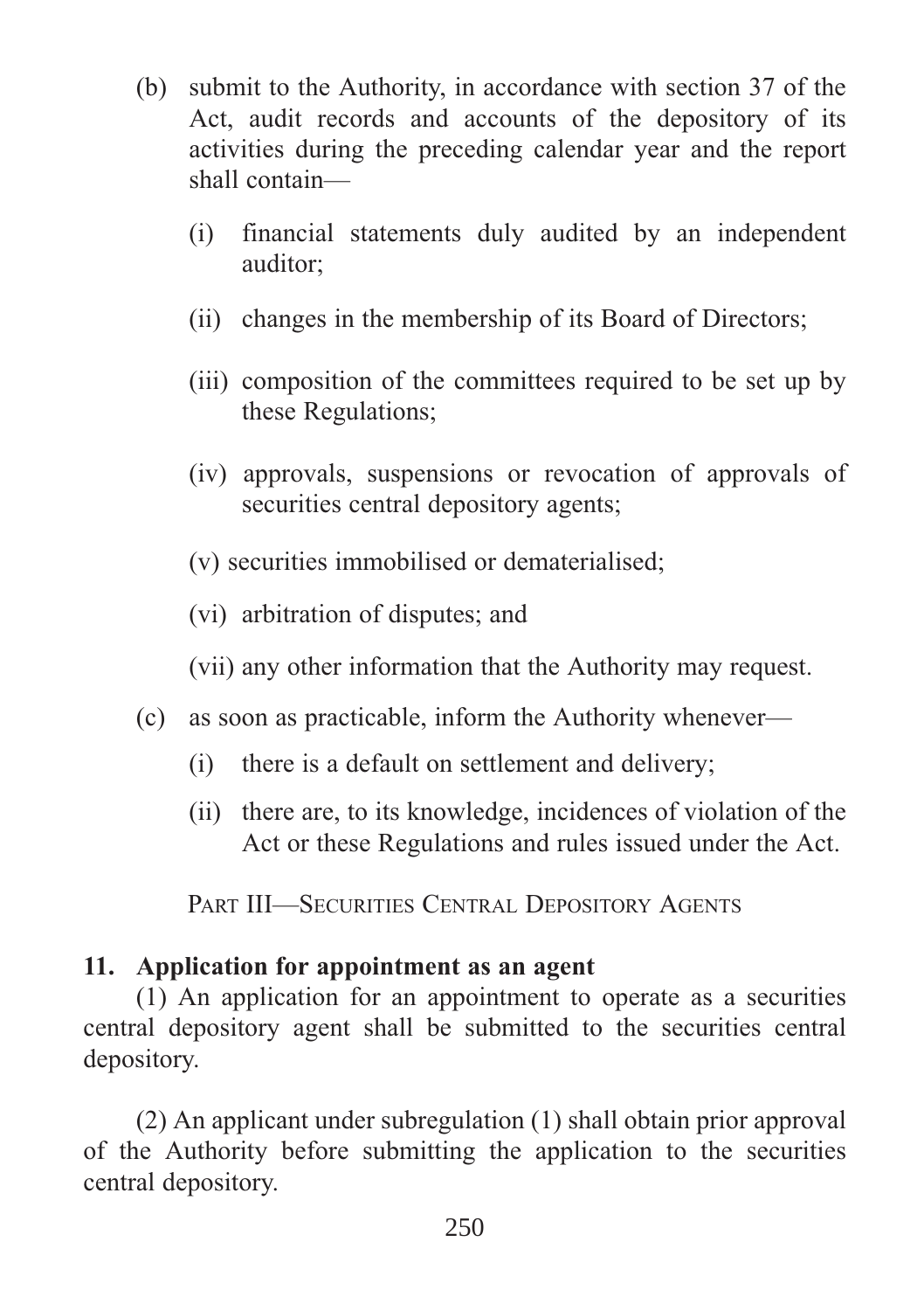(b) submit to the Authority, in accordance with section 37 of the Act, audit records and accounts of the depository of its activities during the preceding calendar year and the report shall contain—

   (i) financial statements duly audited by an independent auditor;

   (ii) changes in the membership of its Board of Directors;

   (iii) composition of the committees required to be set up by these Regulations;

   (iv) approvals, suspensions or revocation of approvals of securities central depository agents;

   (v) securities immobilised or dematerialised;

   (vi) arbitration of disputes; and

   (vii) any other information that the Authority may request.

(c) as soon as practicable, inform the Authority whenever—

   (i) there is a default on settlement and delivery;

   (ii) there are, to its knowledge, incidences of violation of the Act or these Regulations and rules issued under the Act.

## PART III—SECURITIES CENTRAL DEPOSITORY AGENTS

**11. Application for appointment as an agent**

(1) An application for an appointment to operate as a securities central depository agent shall be submitted to the securities central depository.

(2) An applicant under subregulation (1) shall obtain prior approval of the Authority before submitting the application to the securities central depository.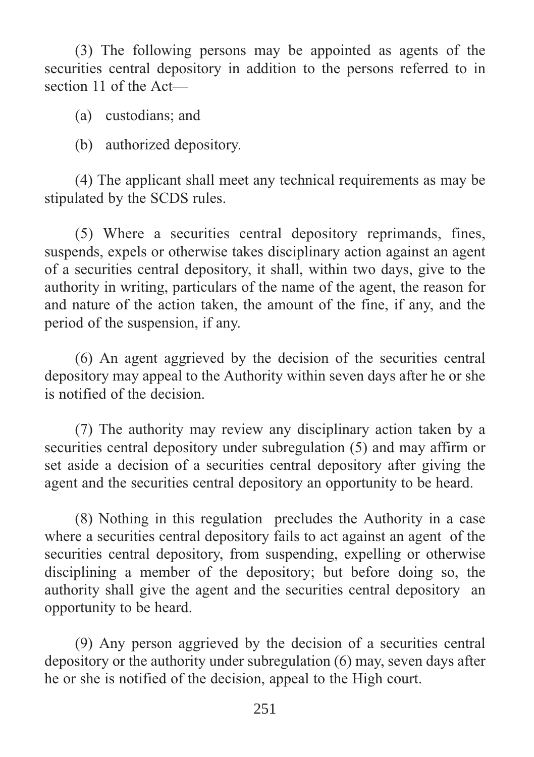(3) The following persons may be appointed as agents of the securities central depository in addition to the persons referred to in section 11 of the Act—

(a) custodians; and

(b) authorized depository.

(4) The applicant shall meet any technical requirements as may be stipulated by the SCDS rules.

(5) Where a securities central depository reprimands, fines, suspends, expels or otherwise takes disciplinary action against an agent of a securities central depository, it shall, within two days, give to the authority in writing, particulars of the name of the agent, the reason for and nature of the action taken, the amount of the fine, if any, and the period of the suspension, if any.

(6) An agent aggrieved by the decision of the securities central depository may appeal to the Authority within seven days after he or she is notified of the decision.

(7) The authority may review any disciplinary action taken by a securities central depository under subregulation (5) and may affirm or set aside a decision of a securities central depository after giving the agent and the securities central depository an opportunity to be heard.

(8) Nothing in this regulation precludes the Authority in a case where a securities central depository fails to act against an agent of the securities central depository, from suspending, expelling or otherwise disciplining a member of the depository; but before doing so, the authority shall give the agent and the securities central depository an opportunity to be heard.

(9) Any person aggrieved by the decision of a securities central depository or the authority under subregulation (6) may, seven days after he or she is notified of the decision, appeal to the High court.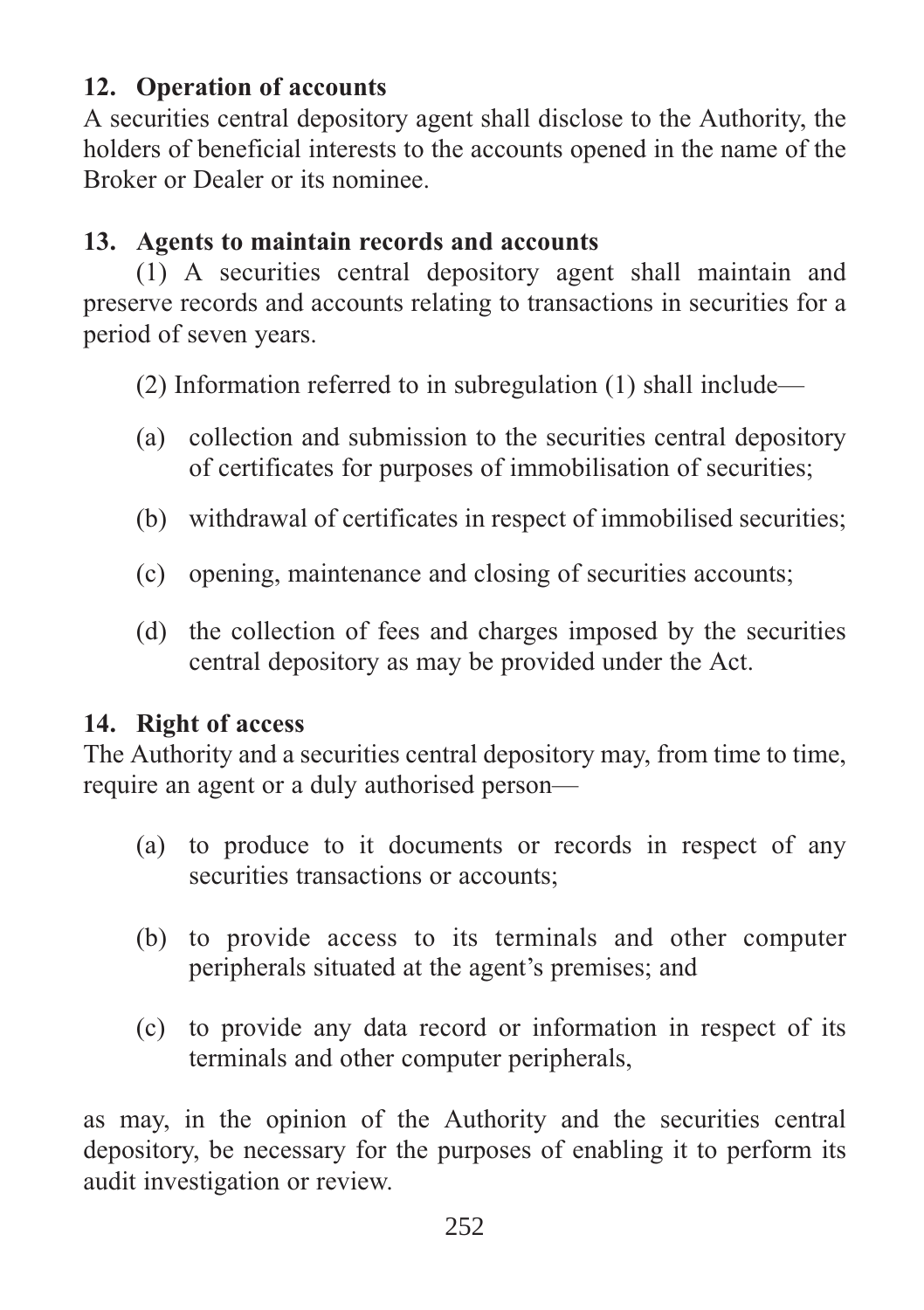### 12. Operation of accounts

A securities central depository agent shall disclose to the Authority, the holders of beneficial interests to the accounts opened in the name of the Broker or Dealer or its nominee.

### 13. Agents to maintain records and accounts

(1) A securities central depository agent shall maintain and preserve records and accounts relating to transactions in securities for a period of seven years.

(2) Information referred to in subregulation (1) shall include—

(a) collection and submission to the securities central depository of certificates for purposes of immobilisation of securities;

(b) withdrawal of certificates in respect of immobilised securities;

(c) opening, maintenance and closing of securities accounts;

(d) the collection of fees and charges imposed by the securities central depository as may be provided under the Act.

### 14. Right of access

The Authority and a securities central depository may, from time to time, require an agent or a duly authorised person—

(a) to produce to it documents or records in respect of any securities transactions or accounts;

(b) to provide access to its terminals and other computer peripherals situated at the agent's premises; and

(c) to provide any data record or information in respect of its terminals and other computer peripherals,

as may, in the opinion of the Authority and the securities central depository, be necessary for the purposes of enabling it to perform its audit investigation or review.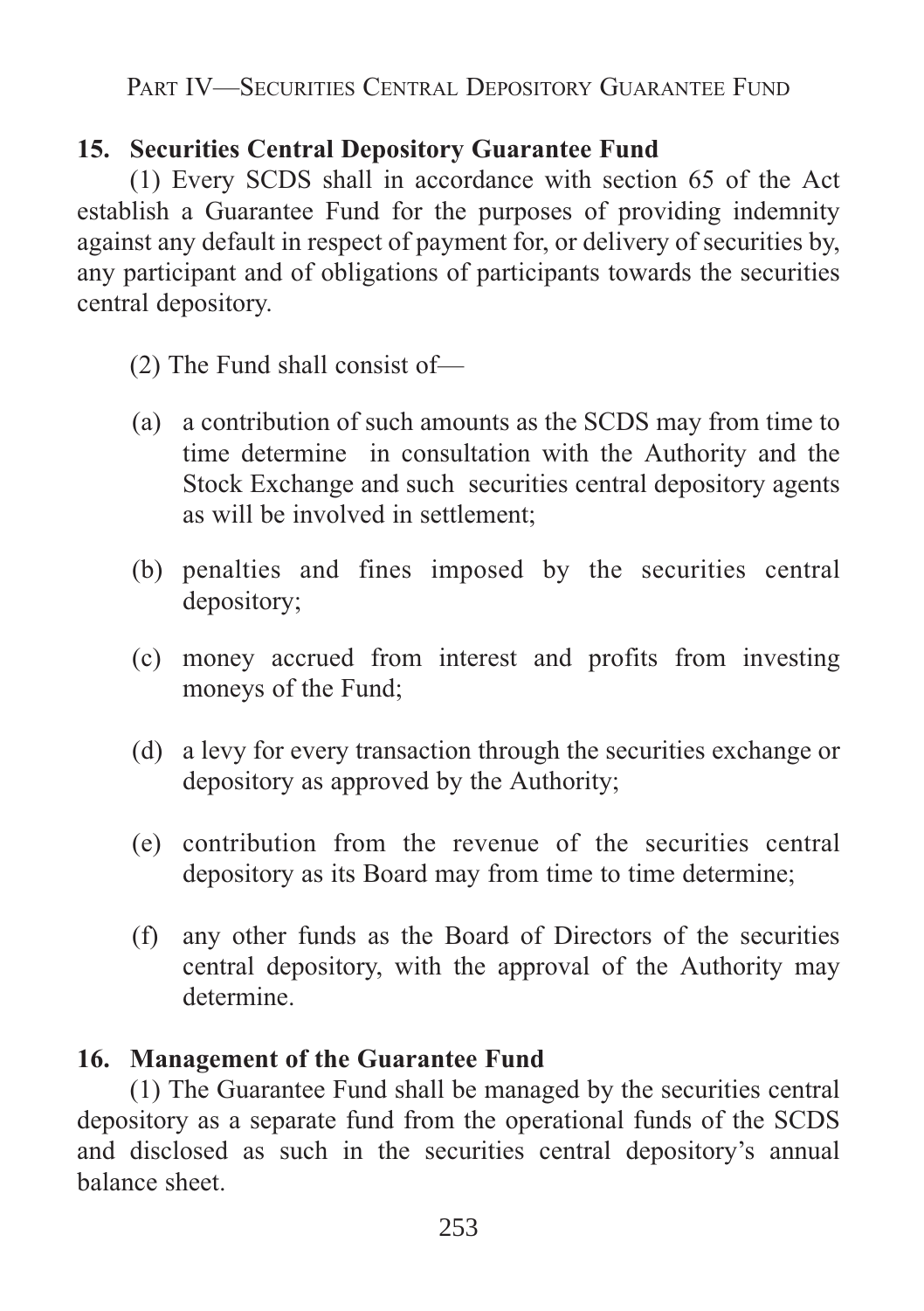## Part IV—Securities Central Depository Guarantee Fund

### 15. Securities Central Depository Guarantee Fund

(1) Every SCDS shall in accordance with section 65 of the Act establish a Guarantee Fund for the purposes of providing indemnity against any default in respect of payment for, or delivery of securities by, any participant and of obligations of participants towards the securities central depository.

(2) The Fund shall consist of—

(a) a contribution of such amounts as the SCDS may from time to time determine in consultation with the Authority and the Stock Exchange and such securities central depository agents as will be involved in settlement;

(b) penalties and fines imposed by the securities central depository;

(c) money accrued from interest and profits from investing moneys of the Fund;

(d) a levy for every transaction through the securities exchange or depository as approved by the Authority;

(e) contribution from the revenue of the securities central depository as its Board may from time to time determine;

(f) any other funds as the Board of Directors of the securities central depository, with the approval of the Authority may determine.

### 16. Management of the Guarantee Fund

(1) The Guarantee Fund shall be managed by the securities central depository as a separate fund from the operational funds of the SCDS and disclosed as such in the securities central depository's annual balance sheet.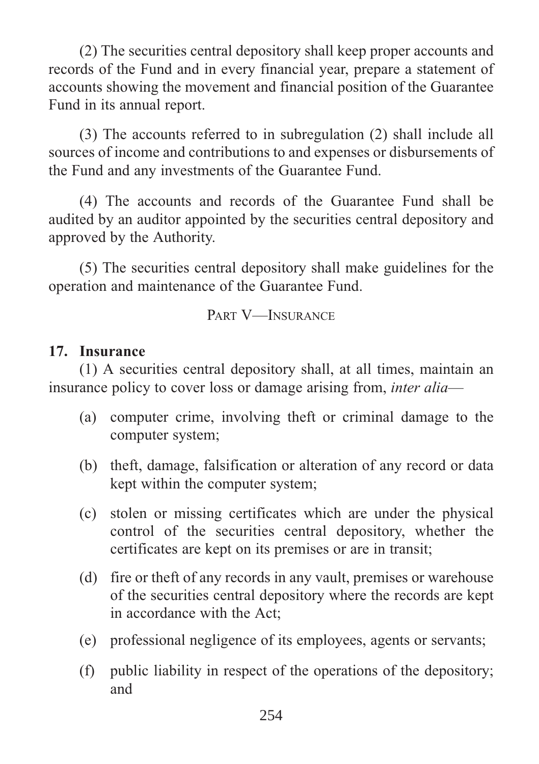(2) The securities central depository shall keep proper accounts and records of the Fund and in every financial year, prepare a statement of accounts showing the movement and financial position of the Guarantee Fund in its annual report.

(3) The accounts referred to in subregulation (2) shall include all sources of income and contributions to and expenses or disbursements of the Fund and any investments of the Guarantee Fund.

(4) The accounts and records of the Guarantee Fund shall be audited by an auditor appointed by the securities central depository and approved by the Authority.

(5) The securities central depository shall make guidelines for the operation and maintenance of the Guarantee Fund.

## Part V—Insurance

### 17. Insurance

(1) A securities central depository shall, at all times, maintain an insurance policy to cover loss or damage arising from, *inter alia*—

(a) computer crime, involving theft or criminal damage to the computer system;

(b) theft, damage, falsification or alteration of any record or data kept within the computer system;

(c) stolen or missing certificates which are under the physical control of the securities central depository, whether the certificates are kept on its premises or are in transit;

(d) fire or theft of any records in any vault, premises or warehouse of the securities central depository where the records are kept in accordance with the Act;

(e) professional negligence of its employees, agents or servants;

(f) public liability in respect of the operations of the depository; and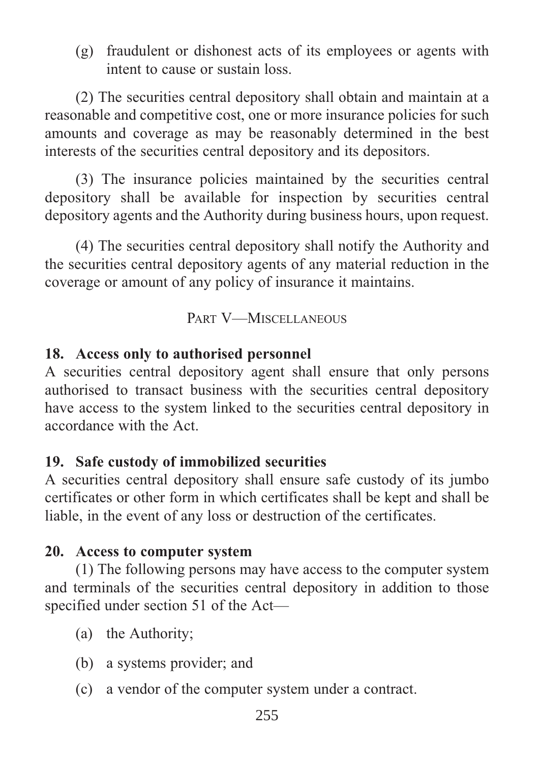(g) fraudulent or dishonest acts of its employees or agents with intent to cause or sustain loss.

(2) The securities central depository shall obtain and maintain at a reasonable and competitive cost, one or more insurance policies for such amounts and coverage as may be reasonably determined in the best interests of the securities central depository and its depositors.

(3) The insurance policies maintained by the securities central depository shall be available for inspection by securities central depository agents and the Authority during business hours, upon request.

(4) The securities central depository shall notify the Authority and the securities central depository agents of any material reduction in the coverage or amount of any policy of insurance it maintains.

## PART V—MISCELLANEOUS

### 18. Access only to authorised personnel

A securities central depository agent shall ensure that only persons authorised to transact business with the securities central depository have access to the system linked to the securities central depository in accordance with the Act.

### 19. Safe custody of immobilized securities

A securities central depository shall ensure safe custody of its jumbo certificates or other form in which certificates shall be kept and shall be liable, in the event of any loss or destruction of the certificates.

### 20. Access to computer system

(1) The following persons may have access to the computer system and terminals of the securities central depository in addition to those specified under section 51 of the Act—

(a) the Authority;

(b) a systems provider; and

(c) a vendor of the computer system under a contract.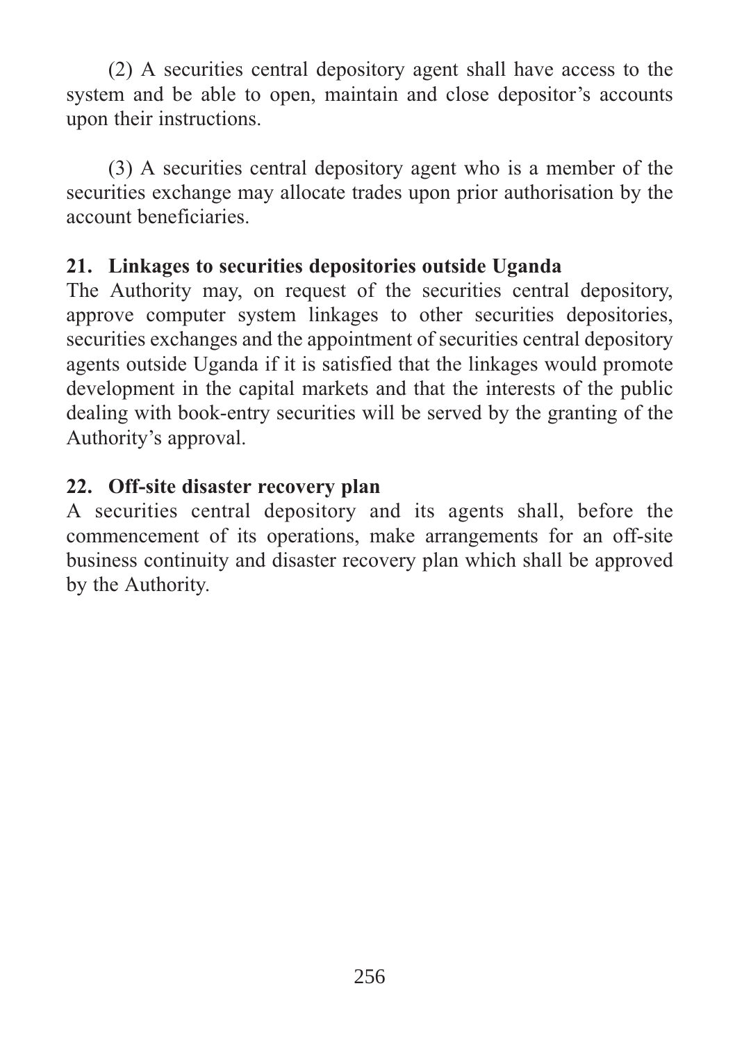(2) A securities central depository agent shall have access to the system and be able to open, maintain and close depositor's accounts upon their instructions.

(3) A securities central depository agent who is a member of the securities exchange may allocate trades upon prior authorisation by the account beneficiaries.

**21. Linkages to securities depositories outside Uganda**

The Authority may, on request of the securities central depository, approve computer system linkages to other securities depositories, securities exchanges and the appointment of securities central depository agents outside Uganda if it is satisfied that the linkages would promote development in the capital markets and that the interests of the public dealing with book-entry securities will be served by the granting of the Authority's approval.

**22. Off-site disaster recovery plan**

A securities central depository and its agents shall, before the commencement of its operations, make arrangements for an off-site business continuity and disaster recovery plan which shall be approved by the Authority.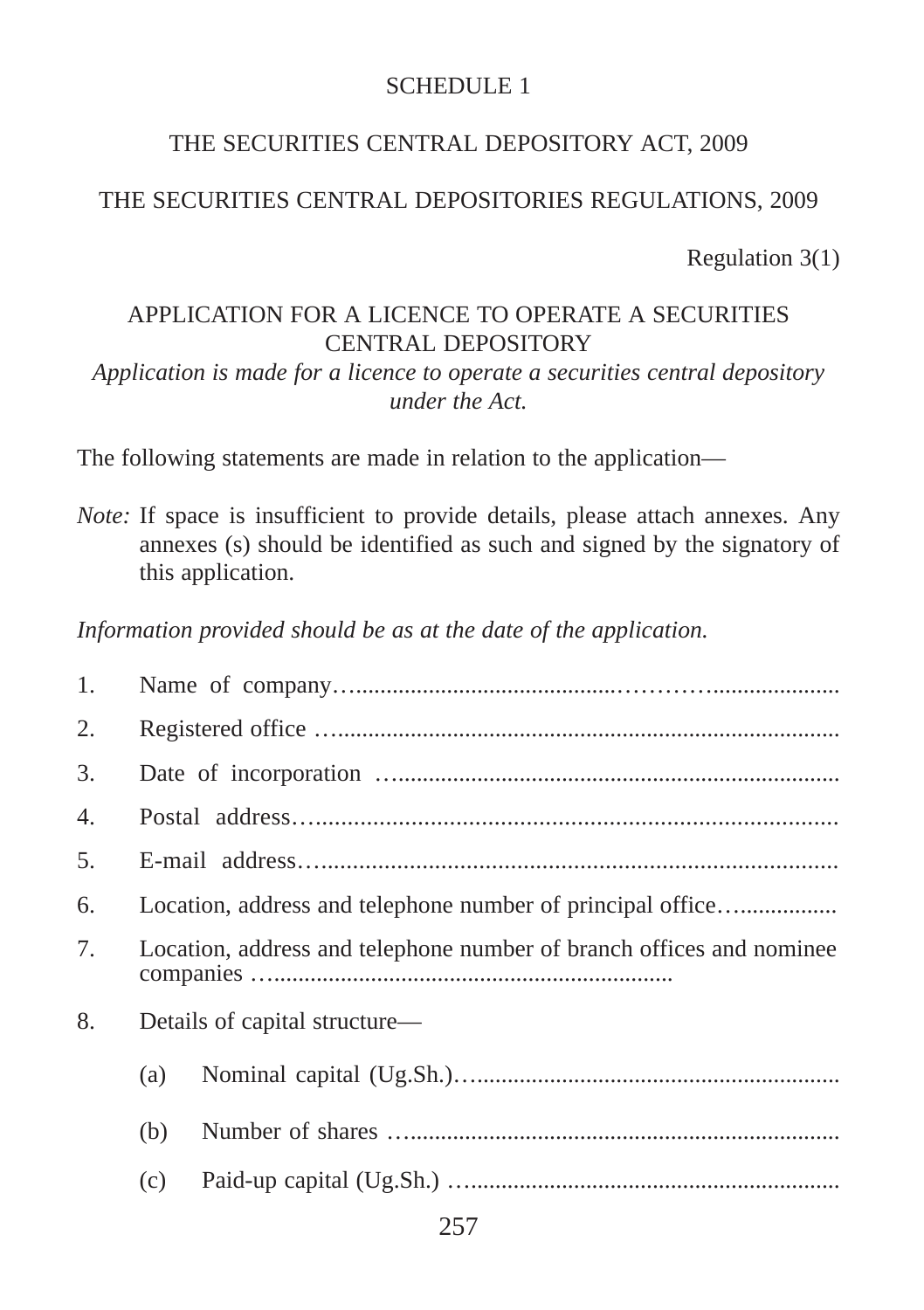SCHEDULE 1

THE SECURITIES CENTRAL DEPOSITORY ACT, 2009

THE SECURITIES CENTRAL DEPOSITORIES REGULATIONS, 2009

Regulation 3(1)

## APPLICATION FOR A LICENCE TO OPERATE A SECURITIES CENTRAL DEPOSITORY

*Application is made for a licence to operate a securities central depository under the Act.*

The following statements are made in relation to the application—

*Note:* If space is insufficient to provide details, please attach annexes. Any annexes (s) should be identified as such and signed by the signatory of this application.

*Information provided should be as at the date of the application.*

1. Name of company…..........................................……….....................
2. Registered office …..................................................................................
3. Date of incorporation ….........................................................................
4. Postal address….....................................................................................
5. E-mail address…....................................................................................
6. Location, address and telephone number of principal office…...............
7. Location, address and telephone number of branch offices and nominee companies ….................................................................
8. Details of capital structure—
   (a) Nominal capital (Ug.Sh.)…..........................................................
   (b) Number of shares …....................................................................
   (c) Paid-up capital (Ug.Sh.) …...........................................................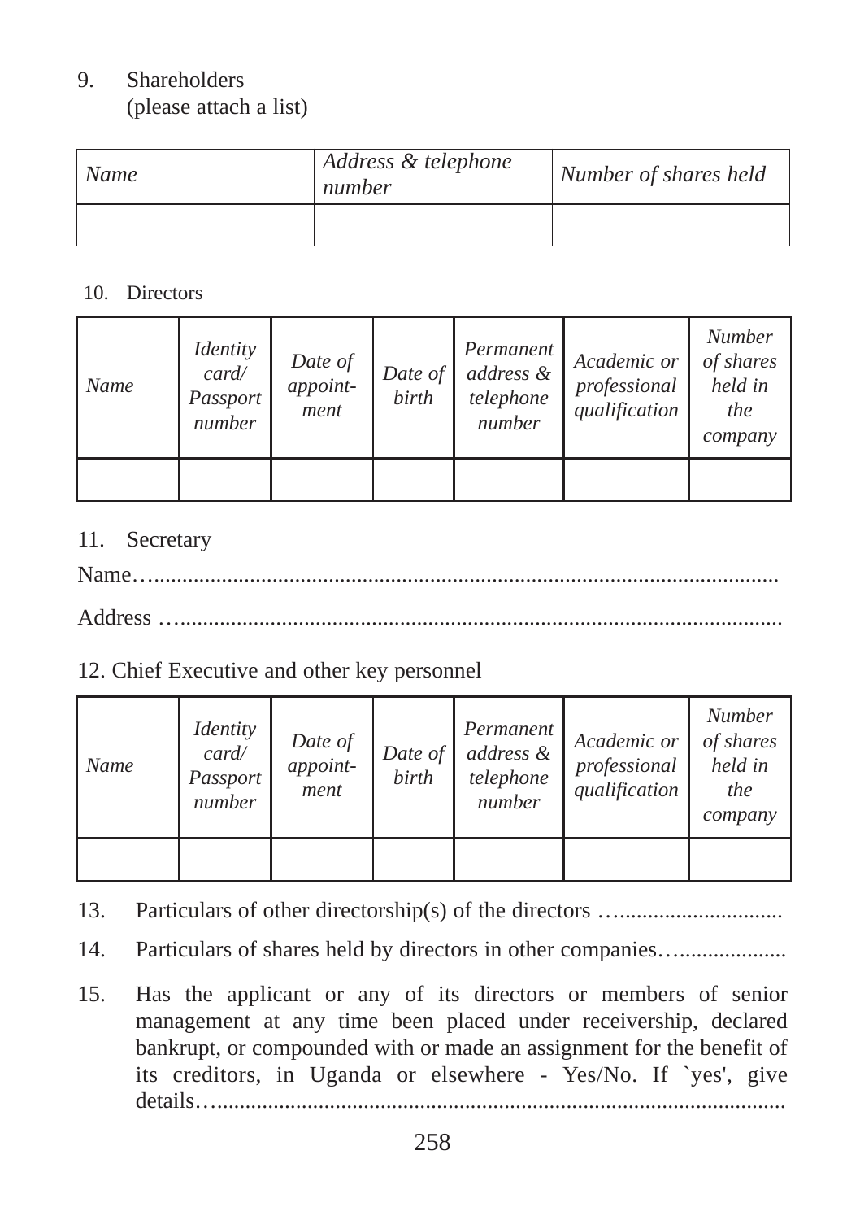9. Shareholders
   (please attach a list)

| *Name* | *Address & telephone number* | *Number of shares held* |
|---|---|---|
| | | |

10. Directors

| *Name* | *Identity card/ Passport number* | *Date of appoint-ment* | *Date of birth* | *Permanent address & telephone number* | *Academic or professional qualification* | *Number of shares held in the company* |
|---|---|---|---|---|---|---|
| | | | | | | |

11. Secretary

Name…..................................................................................................

Address …..............................................................................................

12. Chief Executive and other key personnel

| *Name* | *Identity card/ Passport number* | *Date of appoint-ment* | *Date of birth* | *Permanent address & telephone number* | *Academic or professional qualification* | *Number of shares held in the company* |
|---|---|---|---|---|---|---|
| | | | | | | |

13. Particulars of other directorship(s) of the directors …...........................

14. Particulars of shares held by directors in other companies…...................

15. Has the applicant or any of its directors or members of senior management at any time been placed under receivership, declared bankrupt, or compounded with or made an assignment for the benefit of its creditors, in Uganda or elsewhere - Yes/No. If `yes', give details…...................................................................................................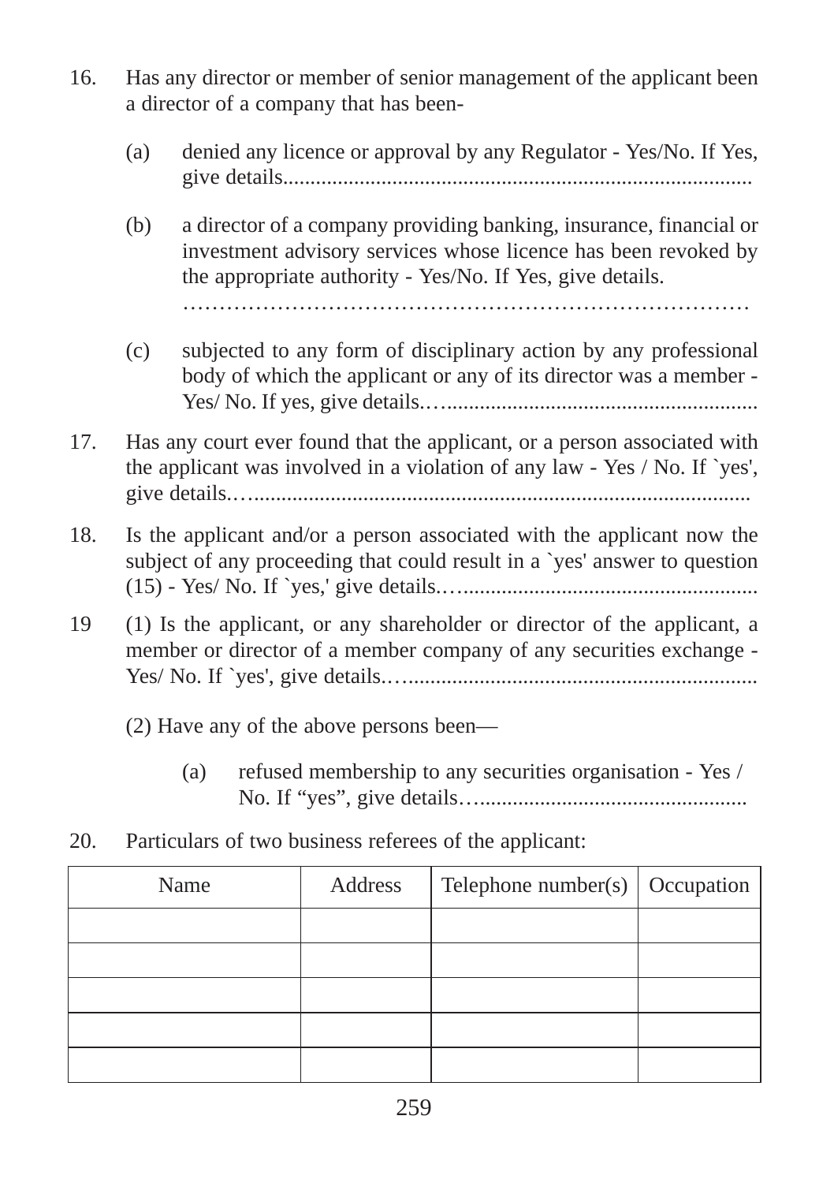16. Has any director or member of senior management of the applicant been a director of a company that has been-

    (a) denied any licence or approval by any Regulator - Yes/No. If Yes, give details.....................................................................................

    (b) a director of a company providing banking, insurance, financial or investment advisory services whose licence has been revoked by the appropriate authority - Yes/No. If Yes, give details. ……………………………………………………………………

    (c) subjected to any form of disciplinary action by any professional body of which the applicant or any of its director was a member - Yes/ No. If yes, give details.…........................................................

17. Has any court ever found that the applicant, or a person associated with the applicant was involved in a violation of any law - Yes / No. If `yes', give details.…..........................................................................................

18. Is the applicant and/or a person associated with the applicant now the subject of any proceeding that could result in a `yes' answer to question (15) - Yes/ No. If `yes,' give details.….......................................................

19 (1) Is the applicant, or any shareholder or director of the applicant, a member or director of a member company of any securities exchange - Yes/ No. If `yes', give details.…...............................................................

    (2) Have any of the above persons been—

    (a) refused membership to any securities organisation - Yes / No. If "yes", give details…..................................................

20. Particulars of two business referees of the applicant:

| Name | Address | Telephone number(s) | Occupation |
|---|---|---|---|
| | | | |
| | | | |
| | | | |
| | | | |
| | | | |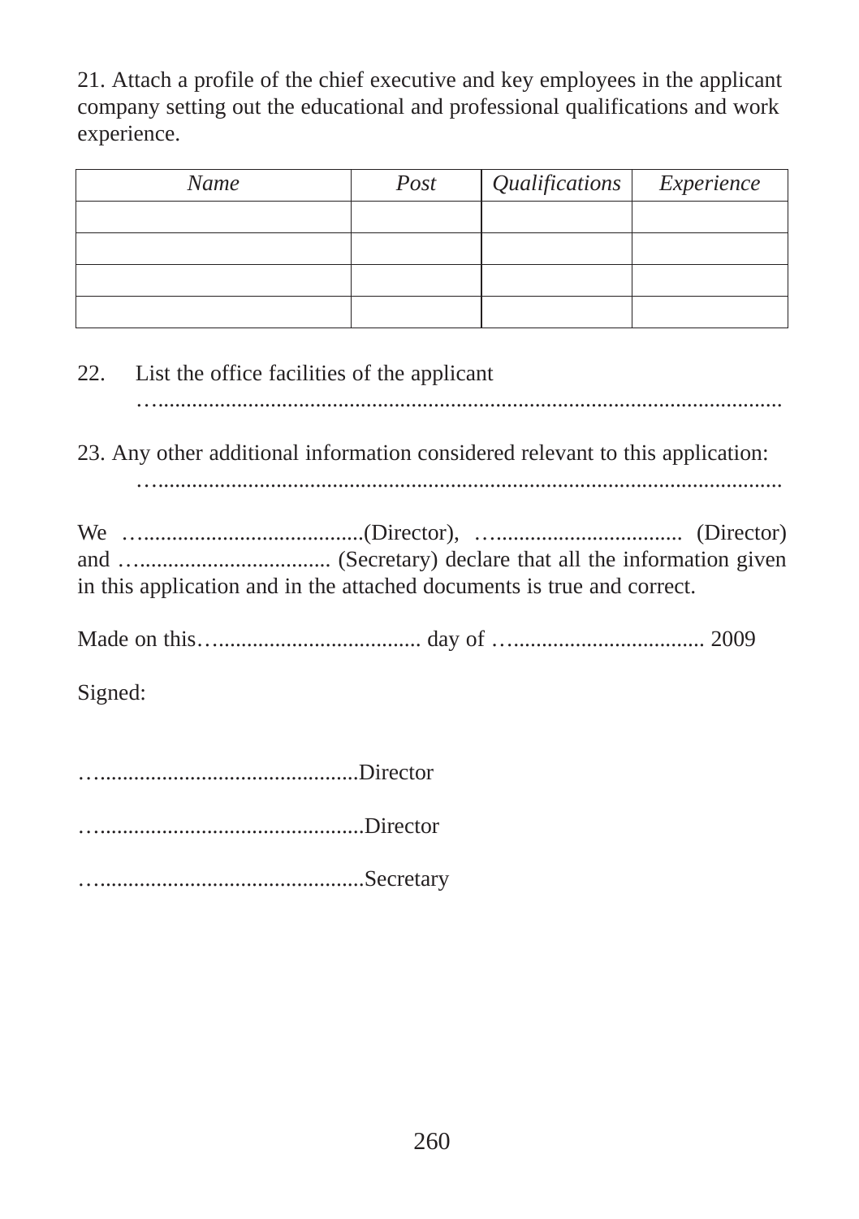21. Attach a profile of the chief executive and key employees in the applicant company setting out the educational and professional qualifications and work experience.

| *Name* | *Post* | *Qualifications* | *Experience* |
|---|---|---|---|
| | | | |
| | | | |
| | | | |
| | | | |

22. List the office facilities of the applicant

…...............................................................................................................

23. Any other additional information considered relevant to this application:

…...............................................................................................................

We …......................................(Director), ….................................. (Director) and …................................... (Secretary) declare that all the information given in this application and in the attached documents is true and correct.

Made on this….................................... day of ….................................. 2009

Signed:

…..............................................Director

…...............................................Director

…...............................................Secretary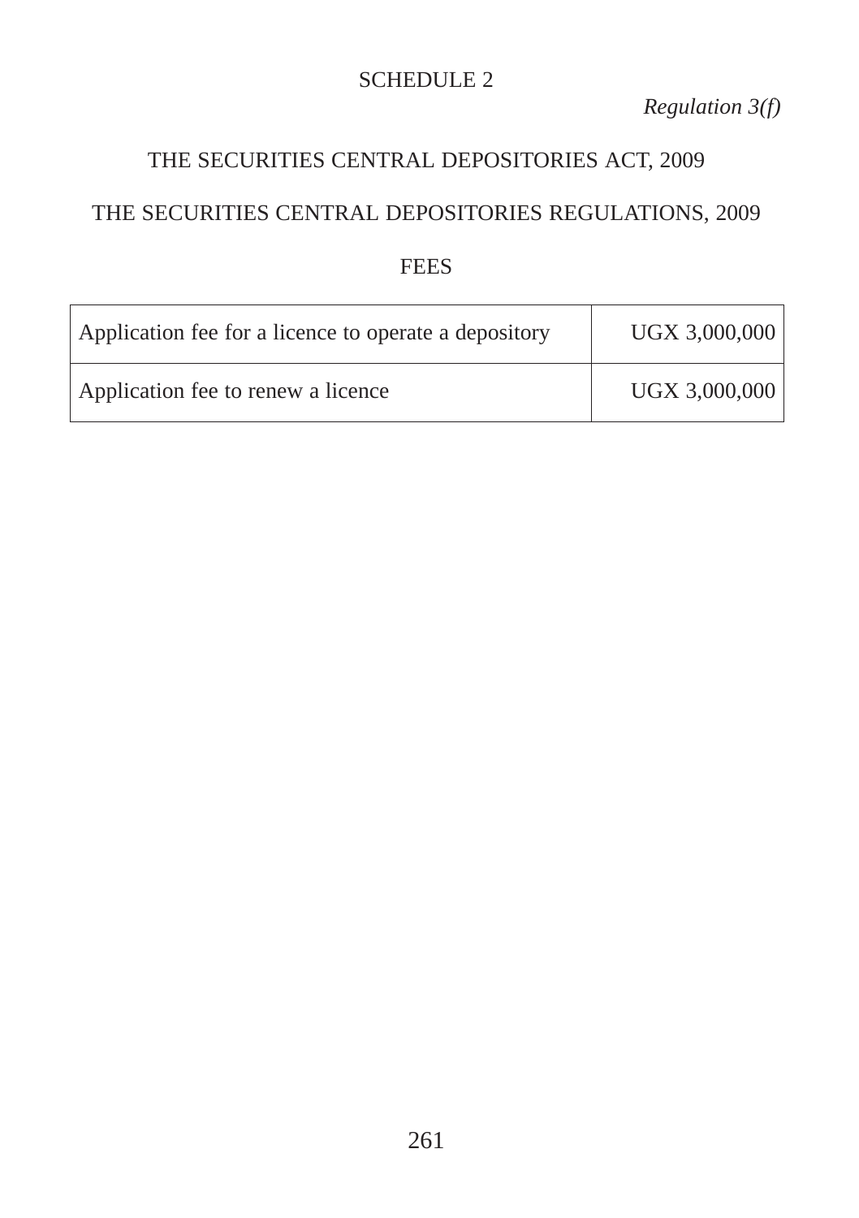# SCHEDULE 2

*Regulation 3(f)*

## THE SECURITIES CENTRAL DEPOSITORIES ACT, 2009

## THE SECURITIES CENTRAL DEPOSITORIES REGULATIONS, 2009

### FEES

| | |
|---|---|
| Application fee for a licence to operate a depository | UGX 3,000,000 |
| Application fee to renew a licence | UGX 3,000,000 |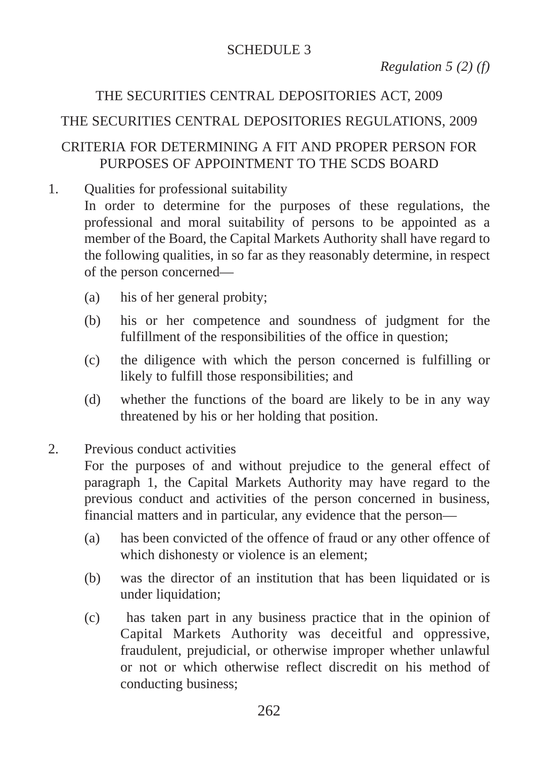SCHEDULE 3

*Regulation 5 (2) (f)*

THE SECURITIES CENTRAL DEPOSITORIES ACT, 2009

THE SECURITIES CENTRAL DEPOSITORIES REGULATIONS, 2009

CRITERIA FOR DETERMINING A FIT AND PROPER PERSON FOR PURPOSES OF APPOINTMENT TO THE SCDS BOARD

1. Qualities for professional suitability

   In order to determine for the purposes of these regulations, the professional and moral suitability of persons to be appointed as a member of the Board, the Capital Markets Authority shall have regard to the following qualities, in so far as they reasonably determine, in respect of the person concerned—

   (a) his of her general probity;

   (b) his or her competence and soundness of judgment for the fulfillment of the responsibilities of the office in question;

   (c) the diligence with which the person concerned is fulfilling or likely to fulfill those responsibilities; and

   (d) whether the functions of the board are likely to be in any way threatened by his or her holding that position.

2. Previous conduct activities

   For the purposes of and without prejudice to the general effect of paragraph 1, the Capital Markets Authority may have regard to the previous conduct and activities of the person concerned in business, financial matters and in particular, any evidence that the person—

   (a) has been convicted of the offence of fraud or any other offence of which dishonesty or violence is an element;

   (b) was the director of an institution that has been liquidated or is under liquidation;

   (c) has taken part in any business practice that in the opinion of Capital Markets Authority was deceitful and oppressive, fraudulent, prejudicial, or otherwise improper whether unlawful or not or which otherwise reflect discredit on his method of conducting business;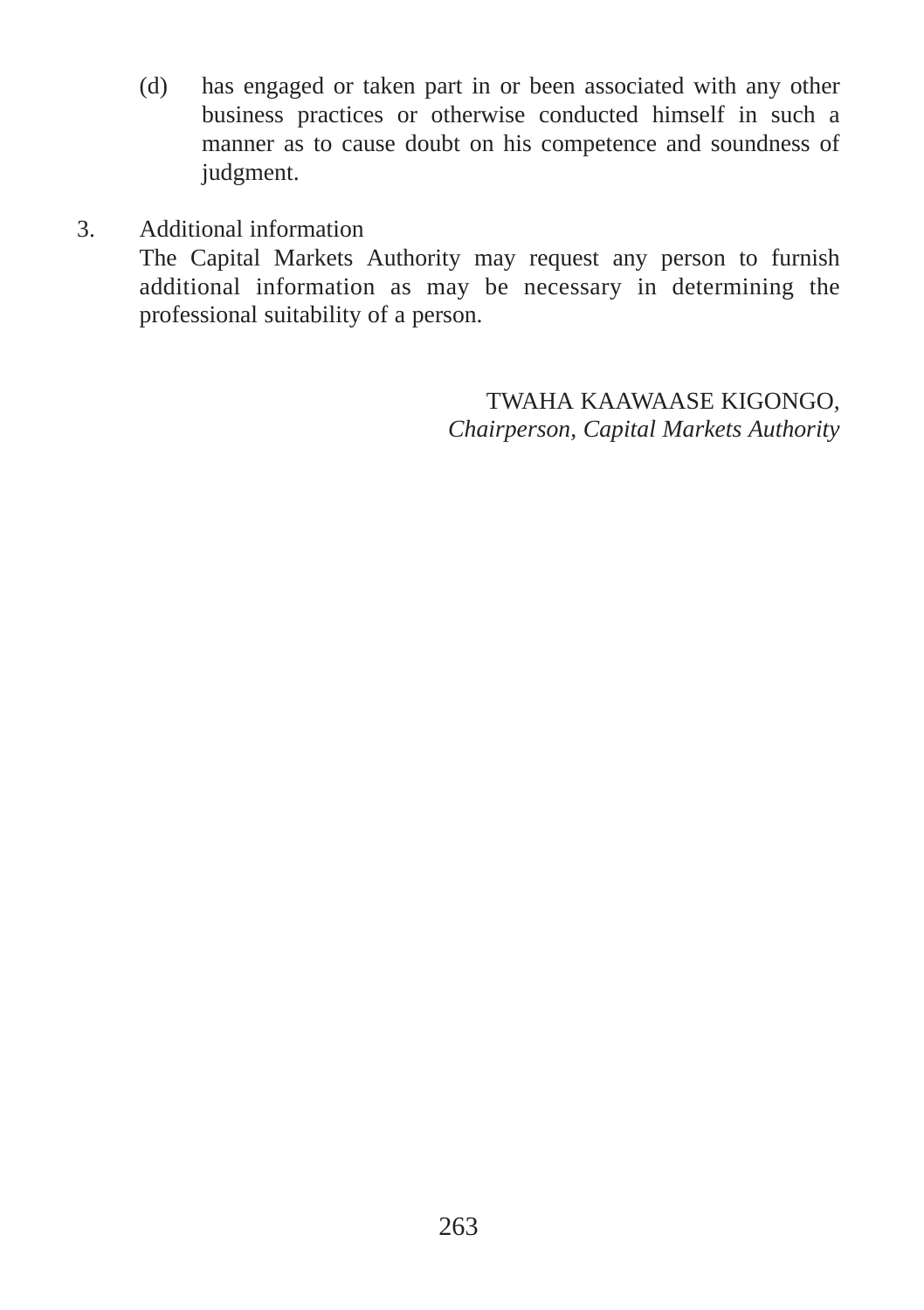(d) has engaged or taken part in or been associated with any other business practices or otherwise conducted himself in such a manner as to cause doubt on his competence and soundness of judgment.

3. Additional information

The Capital Markets Authority may request any person to furnish additional information as may be necessary in determining the professional suitability of a person.

TWAHA KAAWAASE KIGONGO,
*Chairperson, Capital Markets Authority*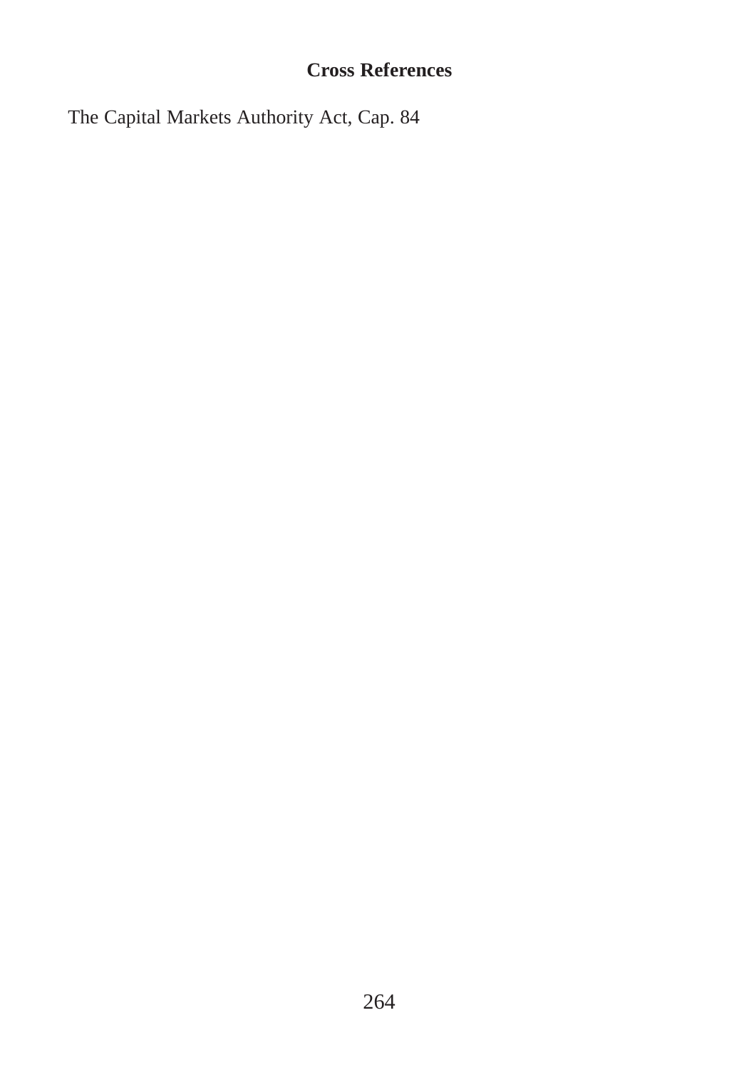## Cross References

The Capital Markets Authority Act, Cap. 84